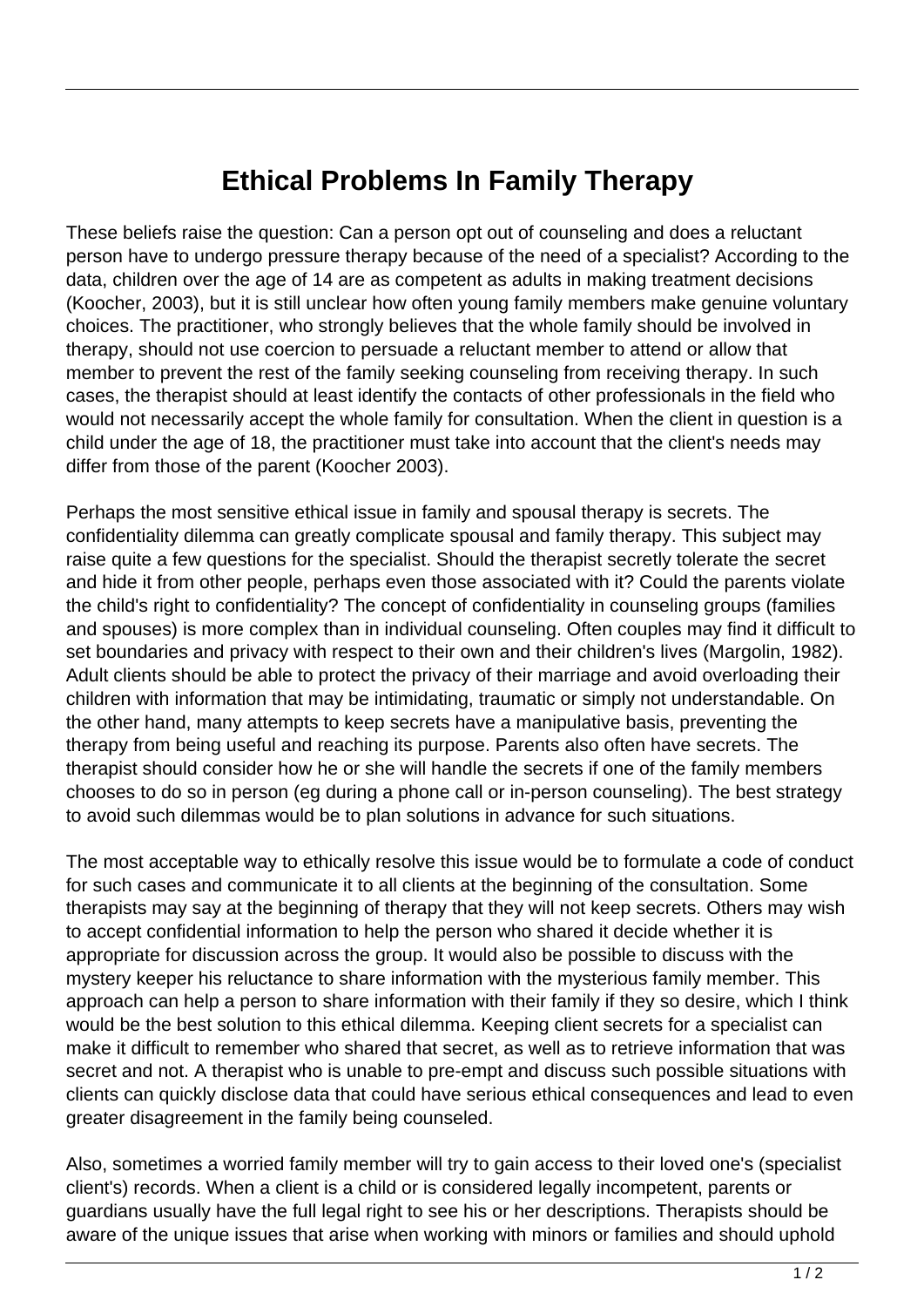# Ethical Problems In Family Therapy

These beliefs raise the question: Can a person opt out of counseling and does a reluctant person have to undergo pressure therapy because of the need of a specialist? According to the data, children over the age of 14 are as competent as adults in making treatment decisions (Koocher, 2003), but it is still unclear how often young family members make genuine voluntary choices. The practitioner, who strongly believes that the whole family should be involved in therapy, should not use coercion to persuade a reluctant member to attend or allow that member to prevent the rest of the family seeking counseling from receiving therapy. In such cases, the therapist should at least identify the contacts of other professionals in the field who would not necessarily accept the whole family for consultation. When the client in question is a child under the age of 18, the practitioner must take into account that the client's needs may differ from those of the parent (Koocher 2003).

Perhaps the most sensitive ethical issue in family and spousal therapy is secrets. The confidentiality dilemma can greatly complicate spousal and family therapy. This subject may raise quite a few questions for the specialist. Should the therapist secretly tolerate the secret and hide it from other people, perhaps even those associated with it? Could the parents violate the child's right to confidentiality? The concept of confidentiality in counseling groups (families and spouses) is more complex than in individual counseling. Often couples may find it difficult to set boundaries and privacy with respect to their own and their children's lives (Margolin, 1982). Adult clients should be able to protect the privacy of their marriage and avoid overloading their children with information that may be intimidating, traumatic or simply not understandable. On the other hand, many attempts to keep secrets have a manipulative basis, preventing the therapy from being useful and reaching its purpose. Parents also often have secrets. The therapist should consider how he or she will handle the secrets if one of the family members chooses to do so in person (eg during a phone call or in-person counseling). The best strategy to avoid such dilemmas would be to plan solutions in advance for such situations.

The most acceptable way to ethically resolve this issue would be to formulate a code of conduct for such cases and communicate it to all clients at the beginning of the consultation. Some therapists may say at the beginning of therapy that they will not keep secrets. Others may wish to accept confidential information to help the person who shared it decide whether it is appropriate for discussion across the group. It would also be possible to discuss with the mystery keeper his reluctance to share information with the mysterious family member. This approach can help a person to share information with their family if they so desire, which I think would be the best solution to this ethical dilemma. Keeping client secrets for a specialist can make it difficult to remember who shared that secret, as well as to retrieve information that was secret and not. A therapist who is unable to pre-empt and discuss such possible situations with clients can quickly disclose data that could have serious ethical consequences and lead to even greater disagreement in the family being counseled.

Also, sometimes a worried family member will try to gain access to their loved one's (specialist client's) records. When a client is a child or is considered legally incompetent, parents or guardians usually have the full legal right to see his or her descriptions. Therapists should be aware of the unique issues that arise when working with minors or families and should uphold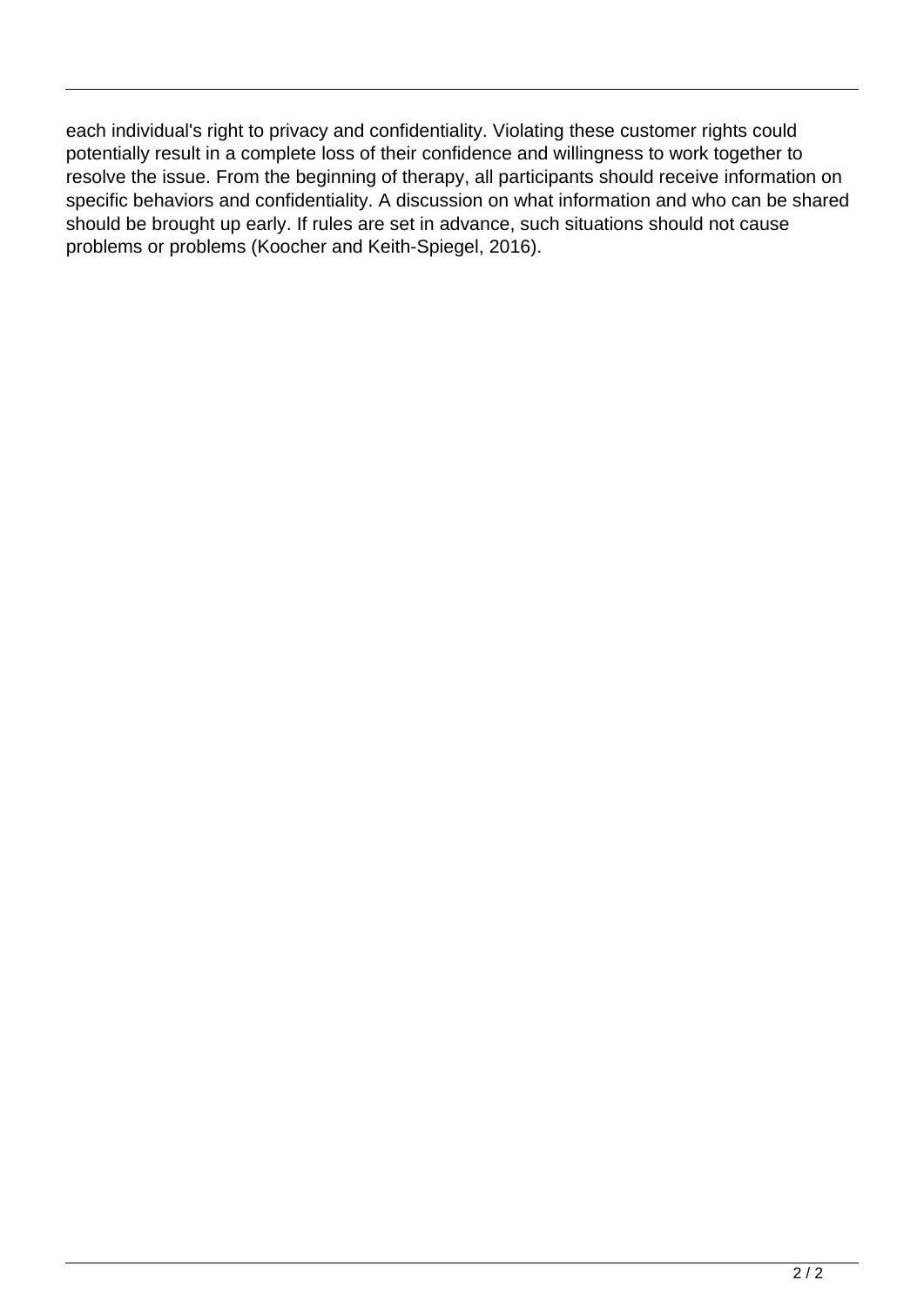each individual's right to privacy and confidentiality. Violating these customer rights could potentially result in a complete loss of their confidence and willingness to work together to resolve the issue. From the beginning of therapy, all participants should receive information on specific behaviors and confidentiality. A discussion on what information and who can be shared should be brought up early. If rules are set in advance, such situations should not cause problems or problems (Koocher and Keith-Spiegel, 2016).